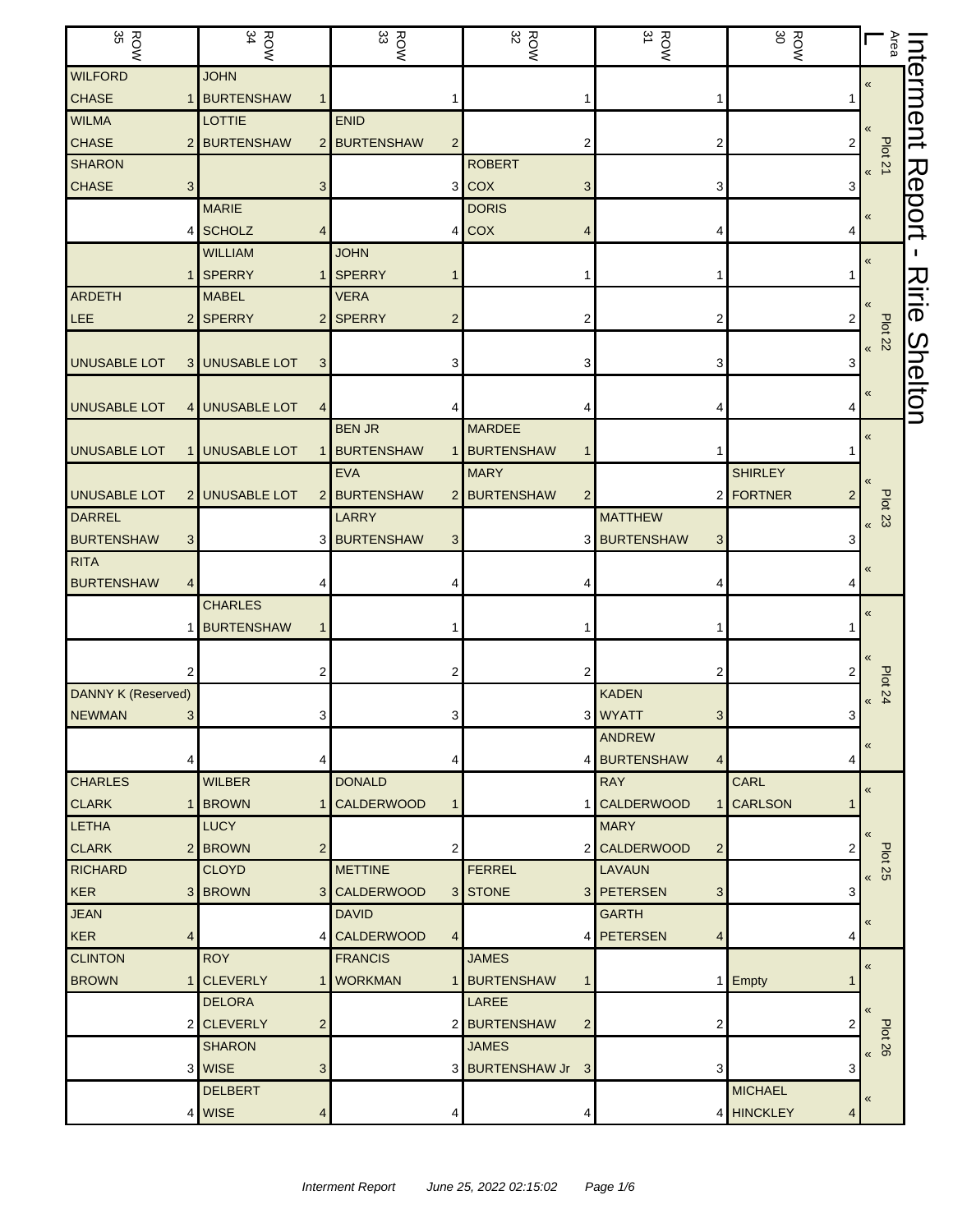# Interment Report - Ririe Shelton

| ROW 35 | ROW 34 | ROW 33 | ROW 32 | ROW 31 | ROW 30 | Area |
|---|---|---|---|---|---|---|
| WILFORD CHASE 1 | JOHN BURTENSHAW 1 | 1 | 1 | 1 | 1 | Plot 21 « |
| WILMA CHASE 2 | LOTTIE BURTENSHAW 2 | ENID BURTENSHAW 2 | 2 | 2 | 2 | « |
| SHARON CHASE 3 | 3 | 3 | ROBERT COX 3 | 3 | 3 | « |
| 4 | MARIE SCHOLZ 4 | 4 | DORIS COX 4 | 4 | 4 | « |
| 1 | WILLIAM SPERRY 1 | JOHN SPERRY 1 | 1 | 1 | 1 | Plot 22 « |
| ARDETH LEE 2 | MABEL SPERRY 2 | VERA SPERRY 2 | 2 | 2 | 2 | « |
| UNUSABLE LOT 3 | UNUSABLE LOT 3 | 3 | 3 | 3 | 3 | « |
| UNUSABLE LOT 4 | UNUSABLE LOT 4 | 4 | 4 | 4 | 4 | « |
| UNUSABLE LOT 1 | UNUSABLE LOT 1 | BEN JR BURTENSHAW 1 | MARDEE BURTENSHAW 1 | 1 | 1 | Plot 23 « |
| UNUSABLE LOT 2 | UNUSABLE LOT 2 | EVA BURTENSHAW 2 | MARY BURTENSHAW 2 | 2 | SHIRLEY FORTNER 2 | « |
| DARREL BURTENSHAW 3 | 3 | LARRY BURTENSHAW 3 | 3 | MATTHEW BURTENSHAW 3 | 3 | « |
| RITA BURTENSHAW 4 | 4 | 4 | 4 | 4 | 4 | « |
| 1 | CHARLES BURTENSHAW 1 | 1 | 1 | 1 | 1 | Plot 24 « |
| 2 | 2 | 2 | 2 | 2 | 2 | « |
| DANNY K (Reserved) NEWMAN 3 | 3 | 3 | 3 | KADEN WYATT 3 | 3 | « |
| 4 | 4 | 4 | 4 | ANDREW BURTENSHAW 4 | 4 | « |
| CHARLES CLARK 1 | WILBER BROWN 1 | DONALD CALDERWOOD 1 | 1 | RAY CALDERWOOD 1 | CARL CARLSON 1 | Plot 25 « |
| LETHA CLARK 2 | LUCY BROWN 2 | 2 | 2 | MARY CALDERWOOD 2 | 2 | « |
| RICHARD KER 3 | CLOYD BROWN 3 | METTINE CALDERWOOD 3 | FERREL STONE 3 | LAVAUN PETERSEN 3 | 3 | « |
| JEAN KER 4 | 4 | DAVID CALDERWOOD 4 | 4 | GARTH PETERSEN 4 | 4 | « |
| CLINTON BROWN 1 | ROY CLEVERLY 1 | FRANCIS WORKMAN 1 | JAMES BURTENSHAW 1 | 1 | Empty 1 | Plot 26 « |
| 2 | DELORA CLEVERLY 2 | 2 | LAREE BURTENSHAW 2 | 2 | 2 | « |
| 3 | SHARON WISE 3 | 3 | JAMES BURTENSHAW Jr 3 | 3 | 3 | « |
| 4 | DELBERT WISE 4 | 4 | 4 | 4 | MICHAEL HINCKLEY 4 | « |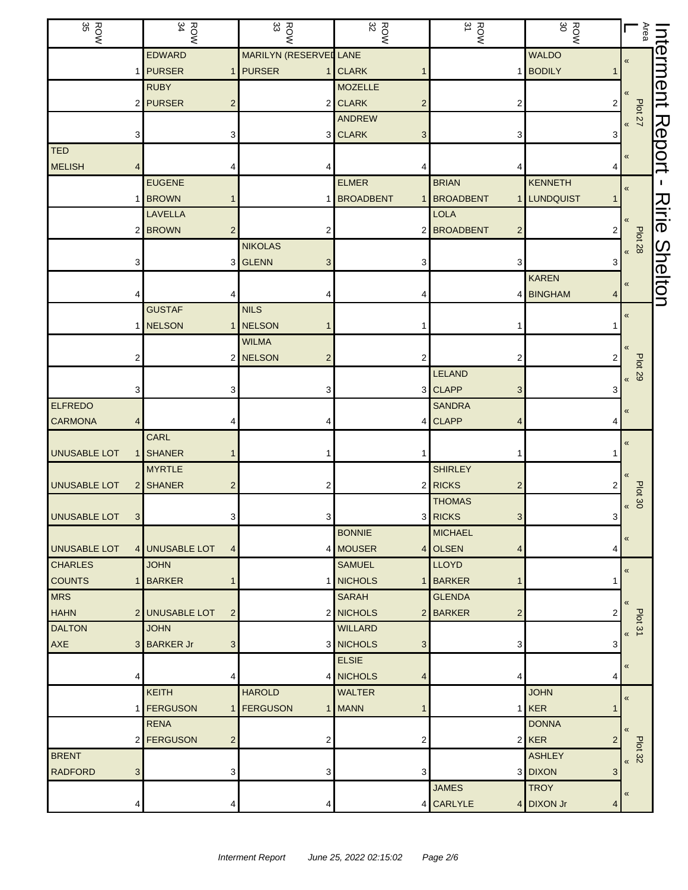# Interment Report - Ririe Shelton

| ROW 35 | ROW 34 | ROW 33 | ROW 32 | ROW 31 | ROW 30 | Area |
|---|---|---|---|---|---|---|
| 1 | EDWARD PURSER 1 | MARILYN (RESERVED LANE PURSER 1 | CLARK 1 | 1 | WALDO BODILY 1 | Plot 27 |
| 2 | RUBY PURSER 2 | 2 | MOZELLE CLARK 2 | 2 | 2 | |
| 3 | 3 | 3 | ANDREW CLARK 3 | 3 | 3 | |
| TED MELISH 4 | 4 | 4 | 4 | 4 | 4 | |
| 1 | EUGENE BROWN 1 | 1 | ELMER BROADBENT 1 | BRIAN BROADBENT 1 | KENNETH LUNDQUIST 1 | Plot 28 |
| 2 | LAVELLA BROWN 2 | 2 | 2 | LOLA BROADBENT 2 | 2 | |
| 3 | 3 | NIKOLAS GLENN 3 | 3 | 3 | 3 | |
| 4 | 4 | 4 | 4 | 4 | KAREN BINGHAM 4 | |
| 1 | GUSTAF NELSON 1 | NILS NELSON 1 | 1 | 1 | 1 | Plot 29 |
| 2 | 2 | WILMA NELSON 2 | 2 | 2 | 2 | |
| 3 | 3 | 3 | 3 | LELAND CLAPP 3 | 3 | |
| ELFREDO CARMONA 4 | 4 | 4 | 4 | SANDRA CLAPP 4 | 4 | |
| UNUSABLE LOT 1 | CARL SHANER 1 | 1 | 1 | 1 | 1 | Plot 30 |
| UNUSABLE LOT 2 | MYRTLE SHANER 2 | 2 | 2 | SHIRLEY RICKS 2 | 2 | |
| UNUSABLE LOT 3 | 3 | 3 | 3 | THOMAS RICKS 3 | 3 | |
| UNUSABLE LOT 4 | UNUSABLE LOT 4 | 4 | BONNIE MOUSER 4 | MICHAEL OLSEN 4 | 4 | |
| CHARLES COUNTS 1 | JOHN BARKER 1 | 1 | SAMUEL NICHOLS 1 | LLOYD BARKER 1 | 1 | Plot 31 |
| MRS HAHN 2 | UNUSABLE LOT 2 | 2 | SARAH NICHOLS 2 | GLENDA BARKER 2 | 2 | |
| DALTON AXE 3 | JOHN BARKER Jr 3 | 3 | WILLARD NICHOLS 3 | 3 | 3 | |
| 4 | 4 | 4 | ELSIE NICHOLS 4 | 4 | 4 | |
| 1 | KEITH FERGUSON 1 | HAROLD FERGUSON 1 | WALTER MANN 1 | 1 | JOHN KER 1 | Plot 32 |
| 2 | RENA FERGUSON 2 | 2 | 2 | 2 | DONNA KER 2 | |
| BRENT RADFORD 3 | 3 | 3 | 3 | 3 | ASHLEY DIXON 3 | |
| 4 | 4 | 4 | 4 | JAMES CARLYLE 4 | TROY DIXON Jr 4 | |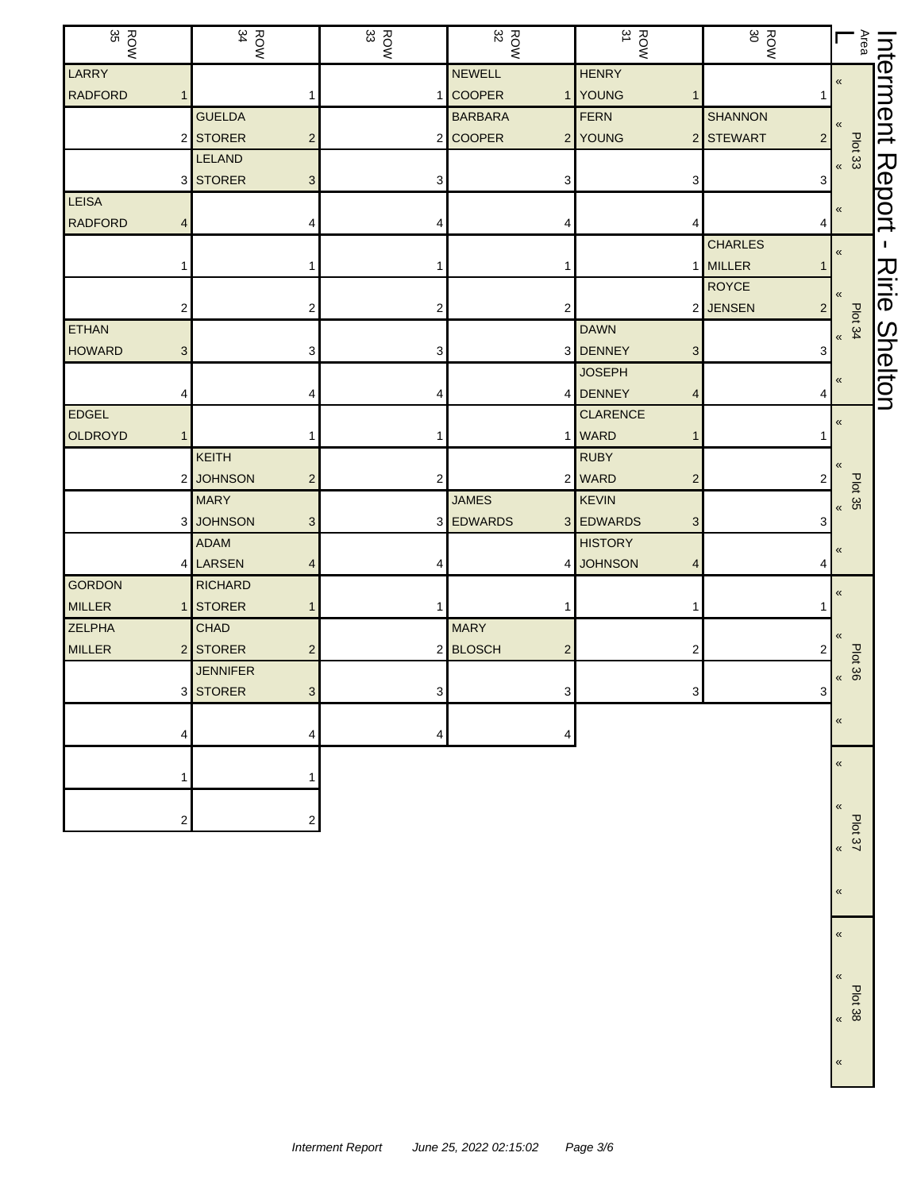# Interment Report - Ririe Shelton

| ROW 35 | ROW 34 | ROW 33 | ROW 32 | ROW 31 | ROW 30 | Area L |
|---|---|---|---|---|---|---|
| LARRY RADFORD 1 | 1 | 1 | NEWELL COOPER 1 | HENRY YOUNG 1 | 1 | Plot 33 |
| 2 | GUELDA STORER 2 | 2 | BARBARA COOPER 2 | FERN YOUNG 2 | SHANNON STEWART 2 | |
| 3 | LELAND STORER 3 | 3 | 3 | 3 | 3 | |
| LEISA RADFORD 4 | 4 | 4 | 4 | 4 | 4 | |
| 1 | 1 | 1 | 1 | 1 | CHARLES MILLER 1 | Plot 34 |
| 2 | 2 | 2 | 2 | 2 | ROYCE JENSEN 2 | |
| ETHAN HOWARD 3 | 3 | 3 | 3 | DAWN DENNEY 3 | 3 | |
| 4 | 4 | 4 | 4 | JOSEPH DENNEY 4 | 4 | |
| EDGEL OLDROYD 1 | 1 | 1 | 1 | CLARENCE WARD 1 | 1 | Plot 35 |
| 2 | KEITH JOHNSON 2 | 2 | 2 | RUBY WARD 2 | 2 | |
| 3 | MARY JOHNSON 3 | 3 | JAMES EDWARDS 3 | KEVIN EDWARDS 3 | 3 | |
| 4 | ADAM LARSEN 4 | 4 | 4 | HISTORY JOHNSON 4 | 4 | |
| GORDON MILLER 1 | RICHARD STORER 1 | 1 | 1 | 1 | 1 | Plot 36 |
| ZELPHA MILLER 2 | CHAD STORER 2 | 2 | MARY BLOSCH 2 | 2 | 2 | |
| 3 | JENNIFER STORER 3 | 3 | 3 | 3 | 3 | |
| 4 | 4 | 4 | 4 | | | |
| 1 | 1 | | | | | Plot 37 |
| 2 | 2 | | | | | |
| | | | | | | Plot 38 |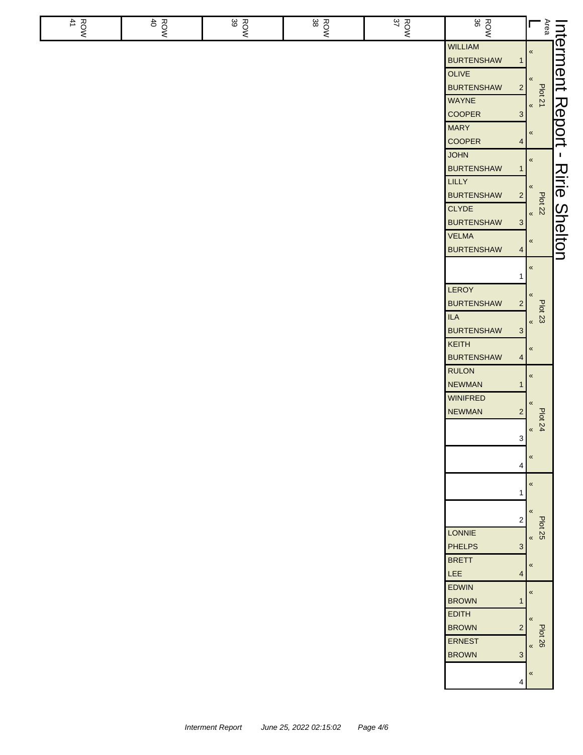# Interment Report - Ririe Shelton

Area: L

| Plot | Position | ROW 36 | ROW 37 | ROW 38 | ROW 39 | ROW 40 | ROW 41 |
|---|---|---|---|---|---|---|---|
| Plot 21 | 1 | WILLIAM BURTENSHAW | | | | | |
| Plot 21 | 2 | OLIVE BURTENSHAW | | | | | |
| Plot 21 | 3 | WAYNE COOPER | | | | | |
| Plot 21 | 4 | MARY COOPER | | | | | |
| Plot 22 | 1 | JOHN BURTENSHAW | | | | | |
| Plot 22 | 2 | LILLY BURTENSHAW | | | | | |
| Plot 22 | 3 | CLYDE BURTENSHAW | | | | | |
| Plot 22 | 4 | VELMA BURTENSHAW | | | | | |
| Plot 23 | 1 | | | | | | |
| Plot 23 | 2 | LEROY BURTENSHAW | | | | | |
| Plot 23 | 3 | ILA BURTENSHAW | | | | | |
| Plot 23 | 4 | KEITH BURTENSHAW | | | | | |
| Plot 24 | 1 | RULON NEWMAN | | | | | |
| Plot 24 | 2 | WINIFRED NEWMAN | | | | | |
| Plot 24 | 3 | | | | | | |
| Plot 24 | 4 | | | | | | |
| Plot 25 | 1 | | | | | | |
| Plot 25 | 2 | | | | | | |
| Plot 25 | 3 | LONNIE PHELPS | | | | | |
| Plot 25 | 4 | BRETT LEE | | | | | |
| Plot 26 | 1 | EDWIN BROWN | | | | | |
| Plot 26 | 2 | EDITH BROWN | | | | | |
| Plot 26 | 3 | ERNEST BROWN | | | | | |
| Plot 26 | 4 | | | | | | |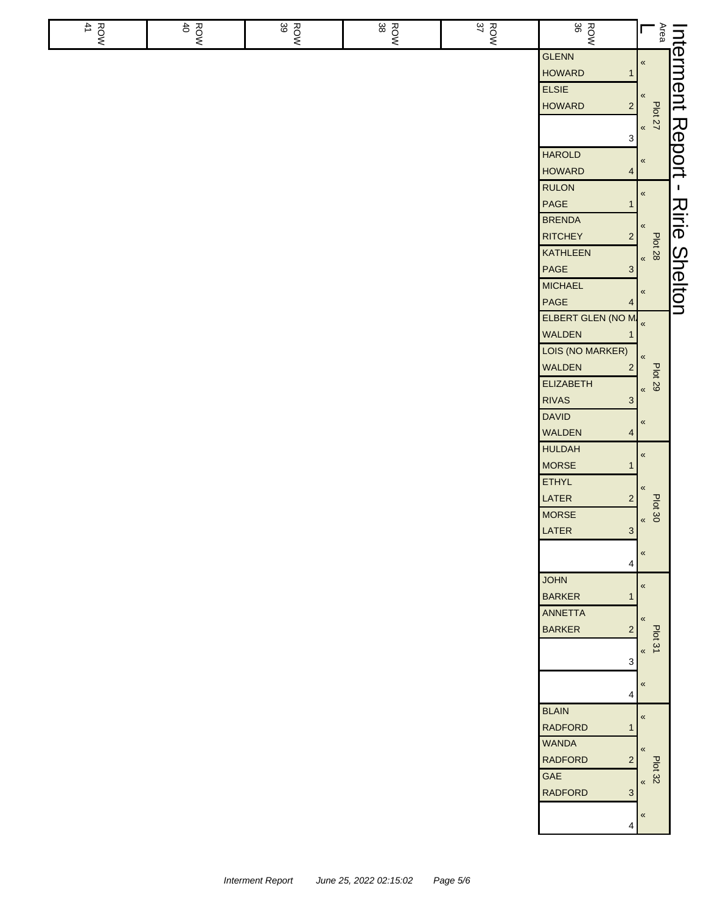# Interment Report - Ririe Shelton

Area L

| ROW 41 | ROW 40 | ROW 39 | ROW 38 | ROW 37 | ROW 36 | Plot |
|---|---|---|---|---|---|---|
| | | | | | GLENN HOWARD 1 | Plot 27 |
| | | | | | ELSIE HOWARD 2 | Plot 27 |
| | | | | | 3 | Plot 27 |
| | | | | | HAROLD HOWARD 4 | Plot 27 |
| | | | | | RULON PAGE 1 | Plot 28 |
| | | | | | BRENDA RITCHEY 2 | Plot 28 |
| | | | | | KATHLEEN PAGE 3 | Plot 28 |
| | | | | | MICHAEL PAGE 4 | Plot 28 |
| | | | | | ELBERT GLEN (NO MA WALDEN 1 | Plot 29 |
| | | | | | LOIS (NO MARKER) WALDEN 2 | Plot 29 |
| | | | | | ELIZABETH RIVAS 3 | Plot 29 |
| | | | | | DAVID WALDEN 4 | Plot 29 |
| | | | | | HULDAH MORSE 1 | Plot 30 |
| | | | | | ETHYL LATER 2 | Plot 30 |
| | | | | | MORSE LATER 3 | Plot 30 |
| | | | | | 4 | Plot 30 |
| | | | | | JOHN BARKER 1 | Plot 31 |
| | | | | | ANNETTA BARKER 2 | Plot 31 |
| | | | | | 3 | Plot 31 |
| | | | | | 4 | Plot 31 |
| | | | | | BLAIN RADFORD 1 | Plot 32 |
| | | | | | WANDA RADFORD 2 | Plot 32 |
| | | | | | GAE RADFORD 3 | Plot 32 |
| | | | | | 4 | Plot 32 |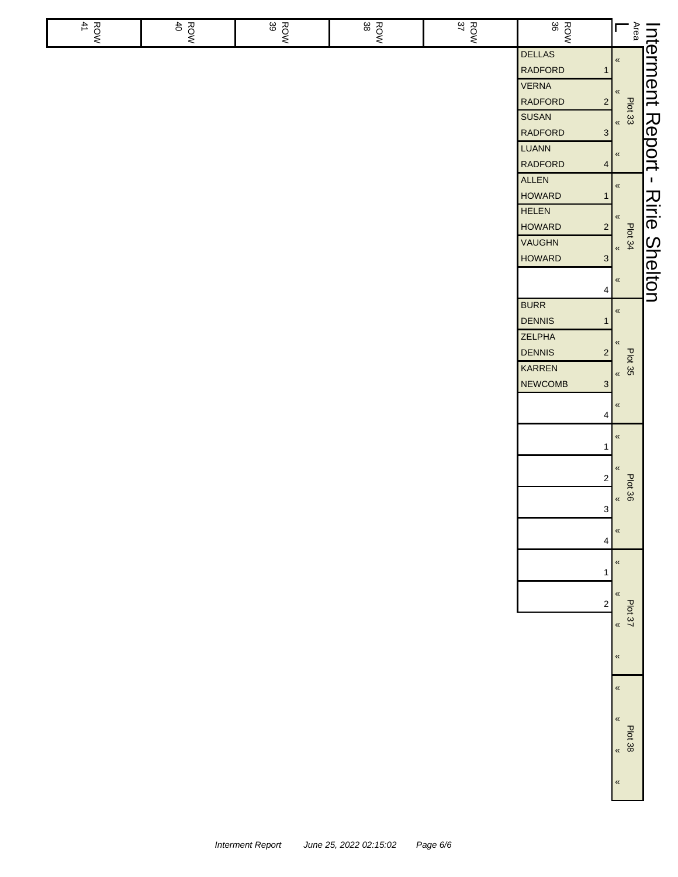# Interment Report - Ririe Shelton

Area L

| Plot | Space | ROW 36 | ROW 37 | ROW 38 | ROW 39 | ROW 40 | ROW 41 |
| --- | --- | --- | --- | --- | --- | --- | --- |
| Plot 33 | 1 | DELLAS RADFORD | | | | | |
| Plot 33 | 2 | VERNA RADFORD | | | | | |
| Plot 33 | 3 | SUSAN RADFORD | | | | | |
| Plot 33 | 4 | LUANN RADFORD | | | | | |
| Plot 34 | 1 | ALLEN HOWARD | | | | | |
| Plot 34 | 2 | HELEN HOWARD | | | | | |
| Plot 34 | 3 | VAUGHN HOWARD | | | | | |
| Plot 34 | 4 | | | | | | |
| Plot 35 | 1 | BURR DENNIS | | | | | |
| Plot 35 | 2 | ZELPHA DENNIS | | | | | |
| Plot 35 | 3 | KARREN NEWCOMB | | | | | |
| Plot 35 | 4 | | | | | | |
| Plot 36 | 1 | | | | | | |
| Plot 36 | 2 | | | | | | |
| Plot 36 | 3 | | | | | | |
| Plot 36 | 4 | | | | | | |
| Plot 37 | 1 | | | | | | |
| Plot 37 | 2 | | | | | | |
| Plot 37 | | | | | | | |
| Plot 37 | | | | | | | |
| Plot 38 | | | | | | | |
| Plot 38 | | | | | | | |
| Plot 38 | | | | | | | |
| Plot 38 | | | | | | | |

*Interment Report June 25, 2022 02:15:02*